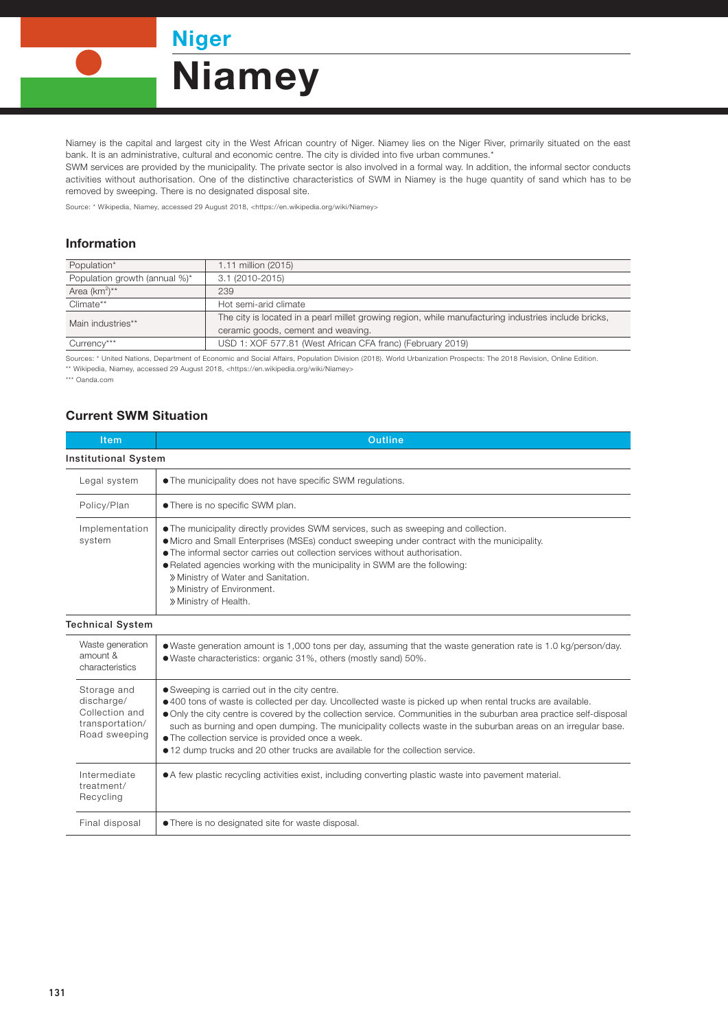## Niger

# Niamey

Niamey is the capital and largest city in the West African country of Niger. Niamey lies on the Niger River, primarily situated on the east bank. It is an administrative, cultural and economic centre. The city is divided into five urban communes.*

SWM services are provided by the municipality. The private sector is also involved in a formal way. In addition, the informal sector conducts activities without authorisation. One of the distinctive characteristics of SWM in Niamey is the huge quantity of sand which has to be removed by sweeping. There is no designated disposal site.

Source: * Wikipedia, Niamey, accessed 29 August 2018, <https://en.wikipedia.org/wiki/Niamey>

### Information

| | |
|---|---|
| Population* | 1.11 million (2015) |
| Population growth (annual %)* | 3.1 (2010-2015) |
| Area (km$^2$)** | 239 |
| Climate** | Hot semi-arid climate |
| Main industries** | The city is located in a pearl millet growing region, while manufacturing industries include bricks, ceramic goods, cement and weaving. |
| Currency*** | USD 1: XOF 577.81 (West African CFA franc) (February 2019) |

Sources: * United Nations, Department of Economic and Social Affairs, Population Division (2018). World Urbanization Prospects: The 2018 Revision, Online Edition.
** Wikipedia, Niamey, accessed 29 August 2018, <https://en.wikipedia.org/wiki/Niamey>
*** Oanda.com

### Current SWM Situation

| Item | Outline |
|---|---|
| **Institutional System** | |
| Legal system | ● The municipality does not have specific SWM regulations. |
| Policy/Plan | ● There is no specific SWM plan. |
| Implementation system | ● The municipality directly provides SWM services, such as sweeping and collection.<br>● Micro and Small Enterprises (MSEs) conduct sweeping under contract with the municipality.<br>● The informal sector carries out collection services without authorisation.<br>● Related agencies working with the municipality in SWM are the following:<br>» Ministry of Water and Sanitation.<br>» Ministry of Environment.<br>» Ministry of Health. |
| **Technical System** | |
| Waste generation amount & characteristics | ● Waste generation amount is 1,000 tons per day, assuming that the waste generation rate is 1.0 kg/person/day.<br>● Waste characteristics: organic 31%, others (mostly sand) 50%. |
| Storage and discharge/ Collection and transportation/ Road sweeping | ● Sweeping is carried out in the city centre.<br>● 400 tons of waste is collected per day. Uncollected waste is picked up when rental trucks are available.<br>● Only the city centre is covered by the collection service. Communities in the suburban area practice self-disposal such as burning and open dumping. The municipality collects waste in the suburban areas on an irregular base.<br>● The collection service is provided once a week.<br>● 12 dump trucks and 20 other trucks are available for the collection service. |
| Intermediate treatment/ Recycling | ● A few plastic recycling activities exist, including converting plastic waste into pavement material. |
| Final disposal | ● There is no designated site for waste disposal. |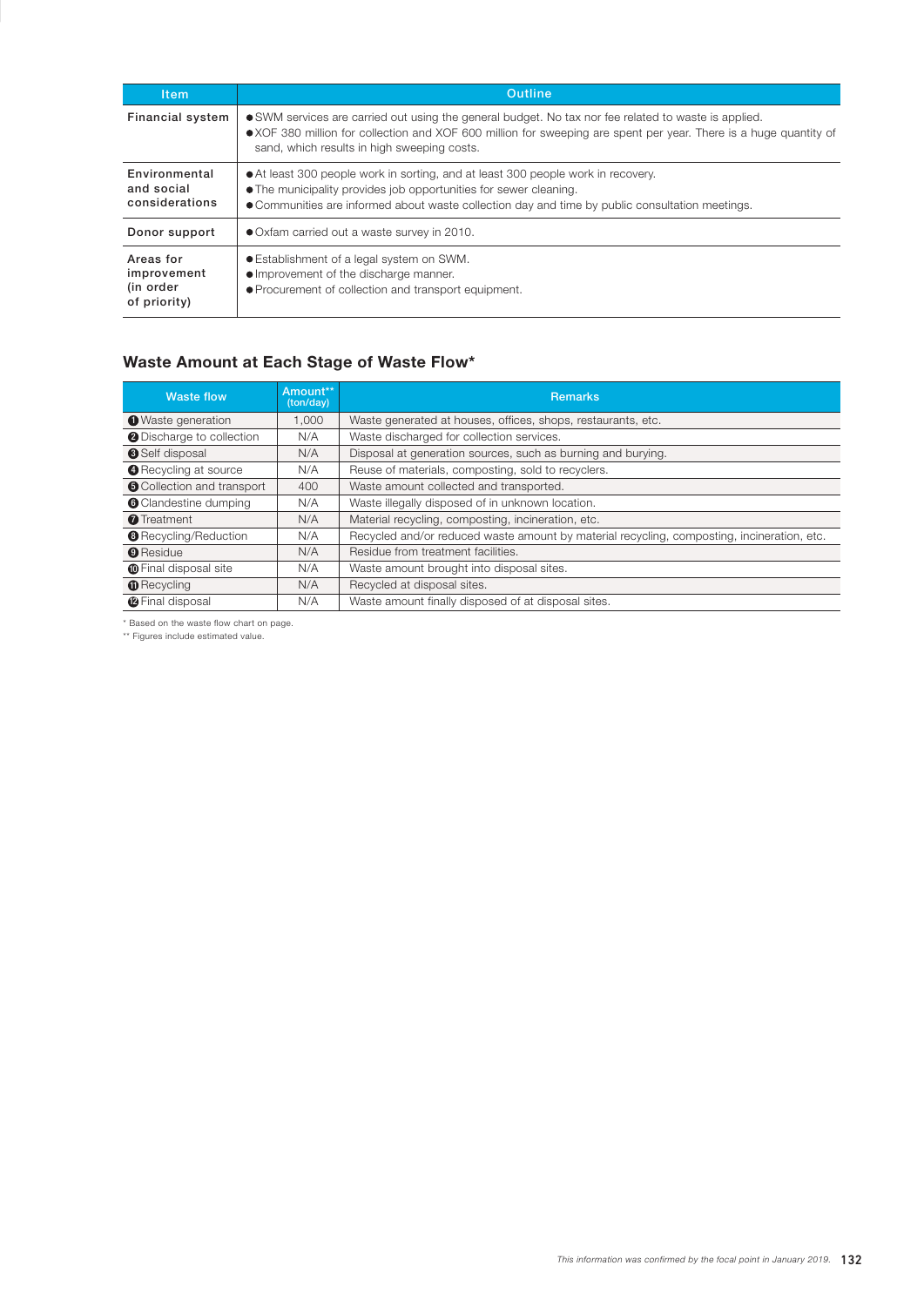| Item | Outline |
| --- | --- |
| Financial system | ● SWM services are carried out using the general budget. No tax nor fee related to waste is applied.<br>● XOF 380 million for collection and XOF 600 million for sweeping are spent per year. There is a huge quantity of sand, which results in high sweeping costs. |
| Environmental and social considerations | ● At least 300 people work in sorting, and at least 300 people work in recovery.<br>● The municipality provides job opportunities for sewer cleaning.<br>● Communities are informed about waste collection day and time by public consultation meetings. |
| Donor support | ● Oxfam carried out a waste survey in 2010. |
| Areas for improvement (in order of priority) | ● Establishment of a legal system on SWM.<br>● Improvement of the discharge manner.<br>● Procurement of collection and transport equipment. |

## Waste Amount at Each Stage of Waste Flow*

| Waste flow | Amount** (ton/day) | Remarks |
| --- | --- | --- |
| ❶ Waste generation | 1,000 | Waste generated at houses, offices, shops, restaurants, etc. |
| ❷ Discharge to collection | N/A | Waste discharged for collection services. |
| ❸ Self disposal | N/A | Disposal at generation sources, such as burning and burying. |
| ❹ Recycling at source | N/A | Reuse of materials, composting, sold to recyclers. |
| ❺ Collection and transport | 400 | Waste amount collected and transported. |
| ❻ Clandestine dumping | N/A | Waste illegally disposed of in unknown location. |
| ❼ Treatment | N/A | Material recycling, composting, incineration, etc. |
| ❽ Recycling/Reduction | N/A | Recycled and/or reduced waste amount by material recycling, composting, incineration, etc. |
| ❾ Residue | N/A | Residue from treatment facilities. |
| ❿ Final disposal site | N/A | Waste amount brought into disposal sites. |
| ⓫ Recycling | N/A | Recycled at disposal sites. |
| ⓬ Final disposal | N/A | Waste amount finally disposed of at disposal sites. |

* Based on the waste flow chart on page.

** Figures include estimated value.

*This information was confirmed by the focal point in January 2019.*